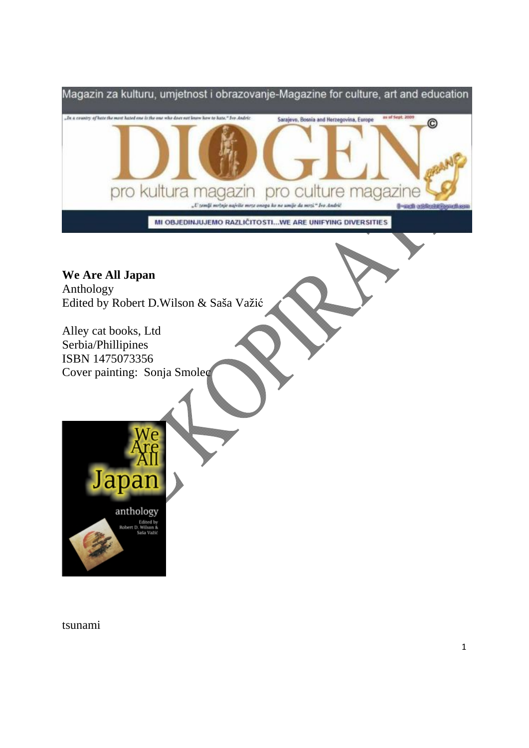Magazin za kulturu, umjetnost i obrazovanje-Magazine for culture, art and education

„In a country of hate the most hated one is the one who does not know how to hate." Ivo Andrić

Sarajevo, Bosnia and Herzegovina, Europe

# DIOGEN

pro kultura magazin pro culture magazine

„U zemlji mržnje najviše mrze onoga ko ne umije da mrzi." Ivo Andrić

MI OBJEDINJUJEMO RAZLIČITOSTI...WE ARE UNIFYING DIVERSITIES

**We Are All Japan**
Anthology
Edited by Robert D.Wilson & Saša Važić

Alley cat books, Ltd
Serbia/Phillipines
ISBN 1475073356
Cover painting: Sonja Smolec

tsunami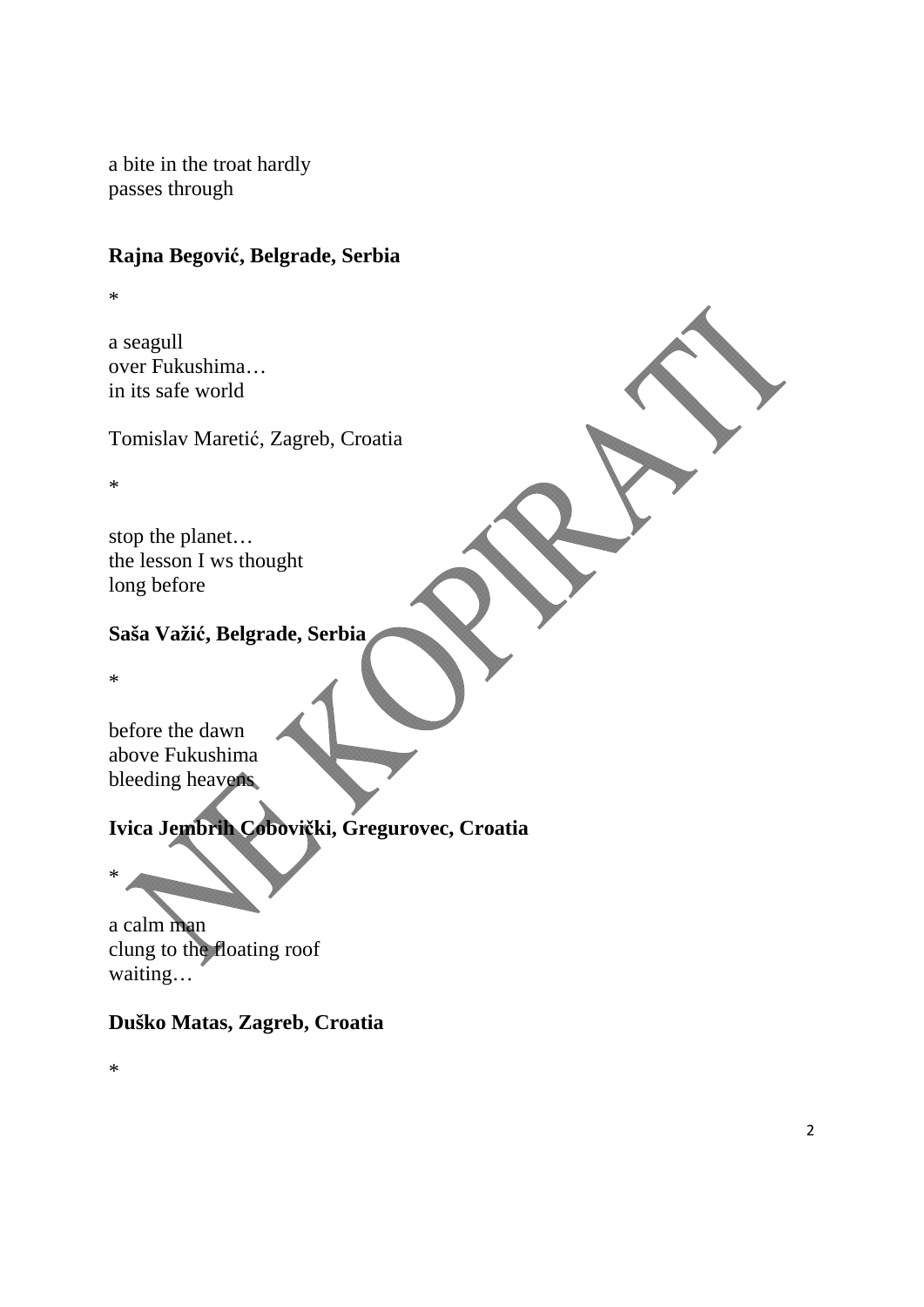a bite in the troat hardly
passes through

**Rajna Begović, Belgrade, Serbia**

*

a seagull
over Fukushima…
in its safe world

Tomislav Maretić, Zagreb, Croatia

*

stop the planet…
the lesson I ws thought
long before

**Saša Važić, Belgrade, Serbia**

*

before the dawn
above Fukushima
bleeding heavens

**Ivica Jembrih Čobovički, Gregurovec, Croatia**

*

a calm man
clung to the floating roof
waiting…

**Duško Matas, Zagreb, Croatia**

*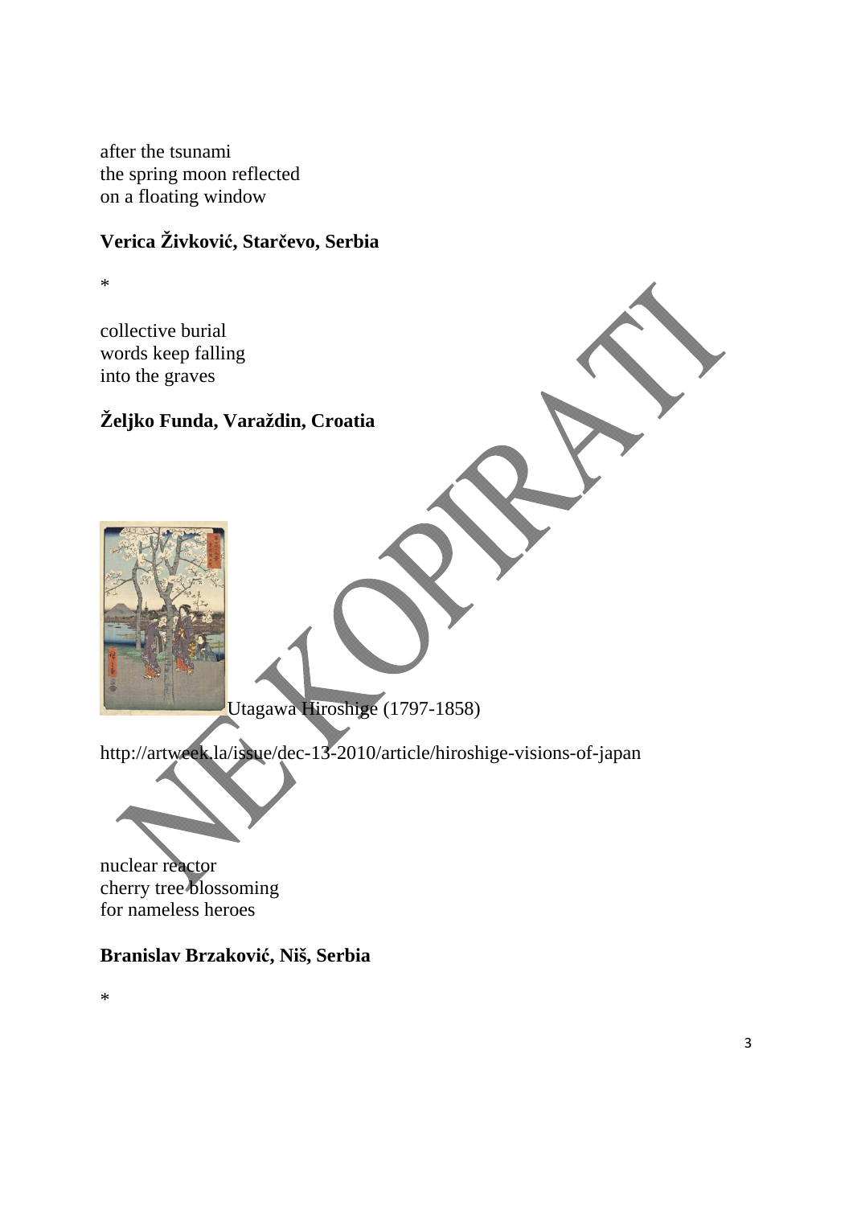after the tsunami
the spring moon reflected
on a floating window

**Verica Živković, Starčevo, Serbia**

*

collective burial
words keep falling
into the graves

**Željko Funda, Varaždin, Croatia**

Utagawa Hiroshige (1797-1858)

http://artweek.la/issue/dec-13-2010/article/hiroshige-visions-of-japan

nuclear reactor
cherry tree blossoming
for nameless heroes

**Branislav Brzaković, Niš, Serbia**

*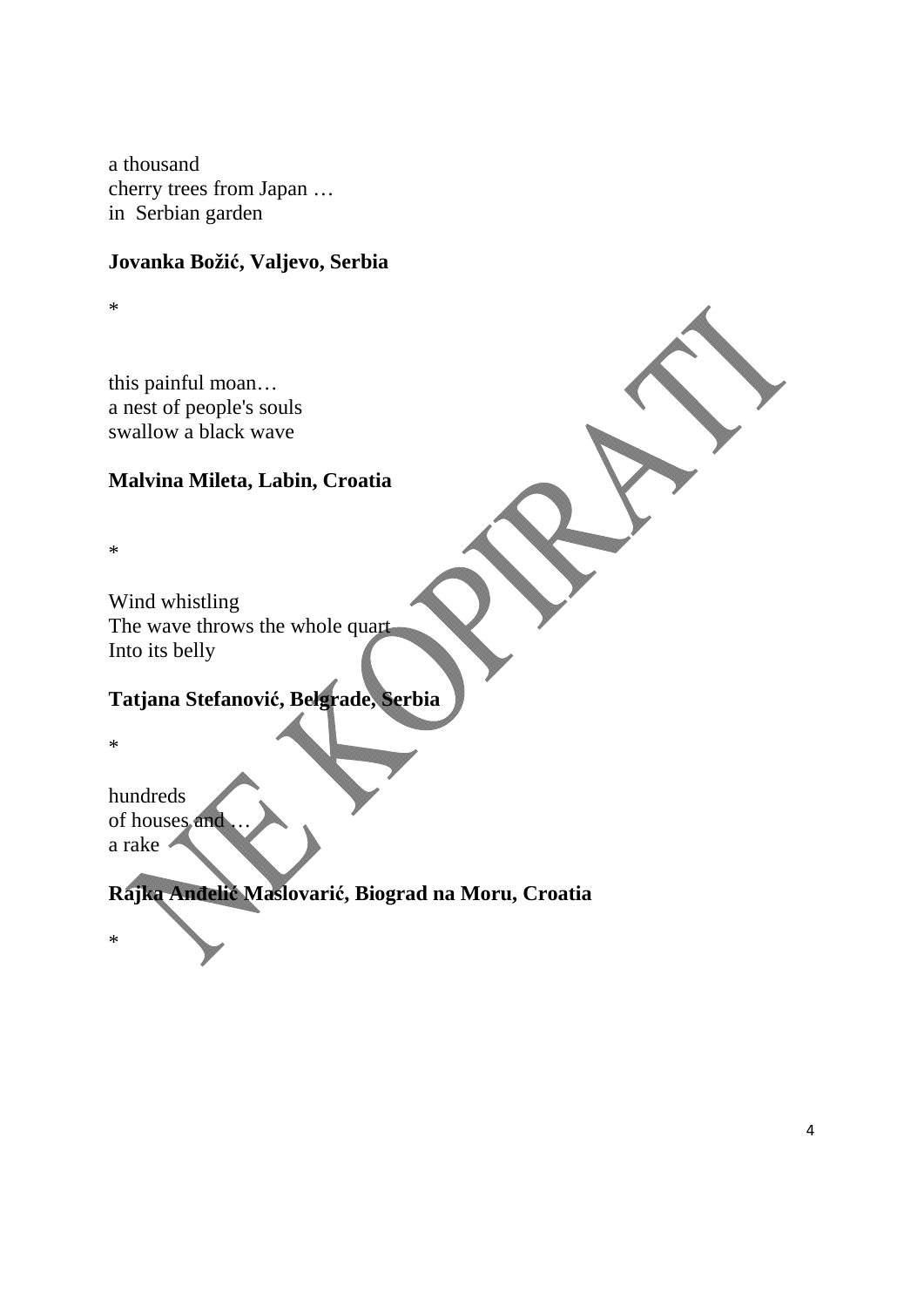a thousand
cherry trees from Japan …
in  Serbian garden

**Jovanka Božić, Valjevo, Serbia**

*

this painful moan…
a nest of people's souls
swallow a black wave

**Malvina Mileta, Labin, Croatia**

*

Wind whistling
The wave throws the whole quart
Into its belly

**Tatjana Stefanović, Belgrade, Serbia**

*

hundreds
of houses and …
a rake

**Rajka Anđelić Maslovarić, Biograd na Moru, Croatia**

*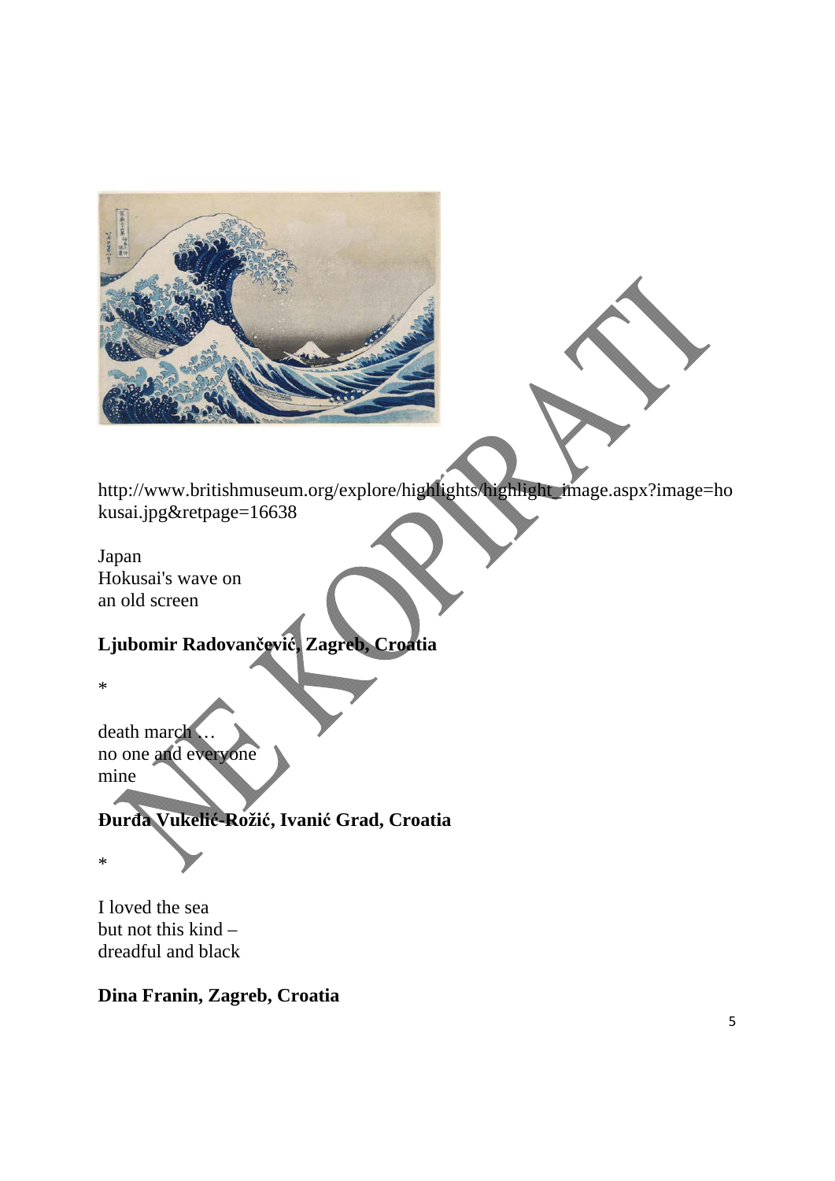http://www.britishmuseum.org/explore/highlights/highlight_image.aspx?image=hokusai.jpg&retpage=16638

Japan
Hokusai's wave on
an old screen

**Ljubomir Radovančević, Zagreb, Croatia**

*

death march …
no one and everyone
mine

**Đurđa Vukelić-Rožić, Ivanić Grad, Croatia**

*

I loved the sea
but not this kind –
dreadful and black

**Dina Franin, Zagreb, Croatia**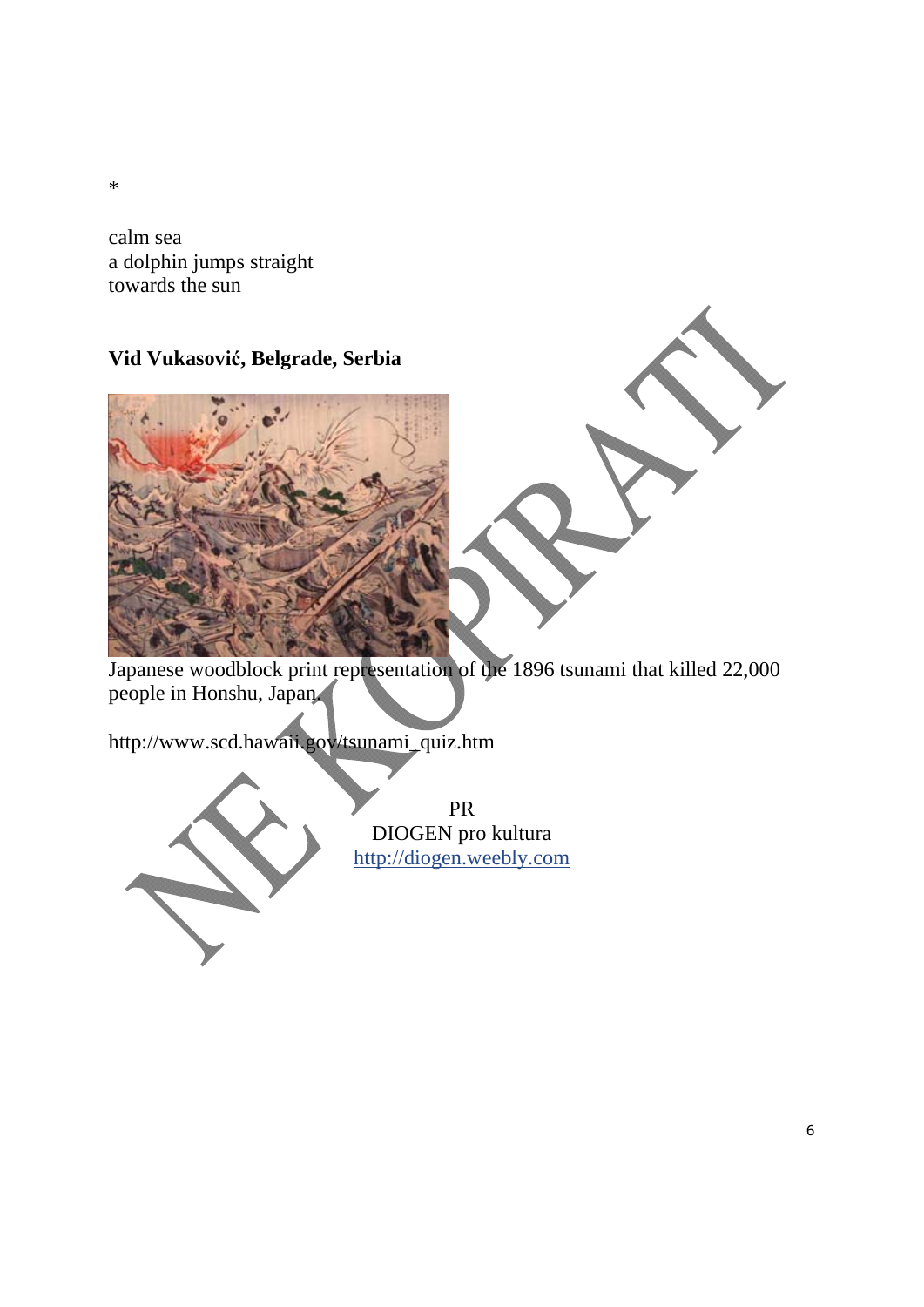*

calm sea
a dolphin jumps straight
towards the sun

**Vid Vukasović, Belgrade, Serbia**

Japanese woodblock print representation of the 1896 tsunami that killed 22,000 people in Honshu, Japan.

http://www.scd.hawaii.gov/tsunami_quiz.htm

PR
DIOGEN pro kultura
http://diogen.weebly.com